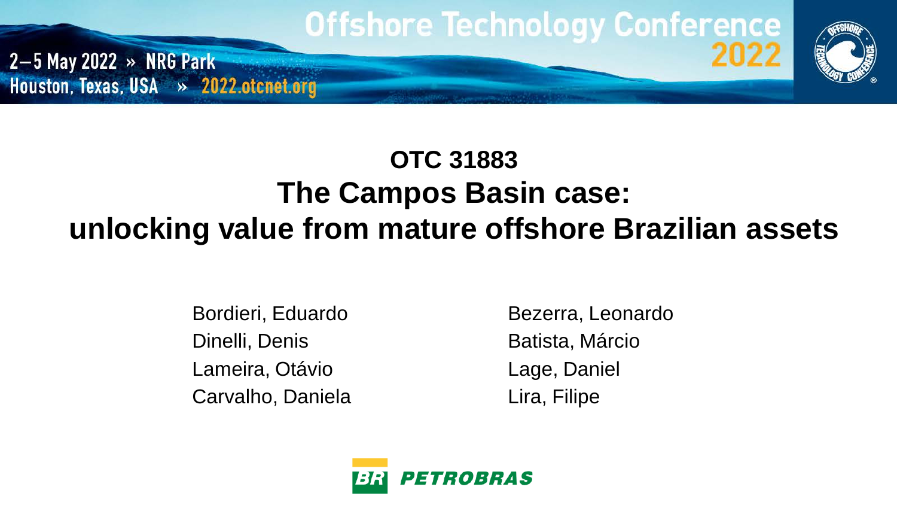# OTC 31883
# The Campos Basin case: unlocking value from mature offshore Brazilian assets

Bordieri, Eduardo
Dinelli, Denis
Lameira, Otávio
Carvalho, Daniela

Bezerra, Leonardo
Batista, Márcio
Lage, Daniel
Lira, Filipe

PETROBRAS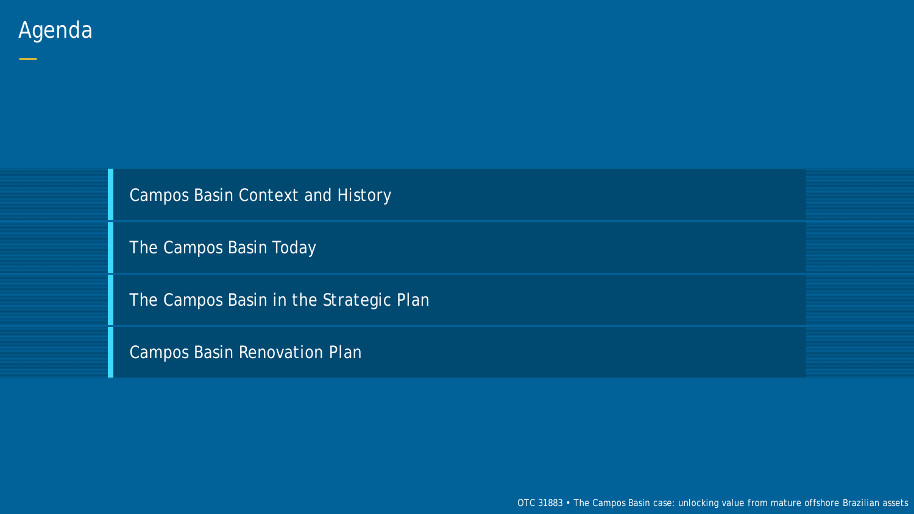# Agenda

- Campos Basin Context and History
- The Campos Basin Today
- The Campos Basin in the Strategic Plan
- Campos Basin Renovation Plan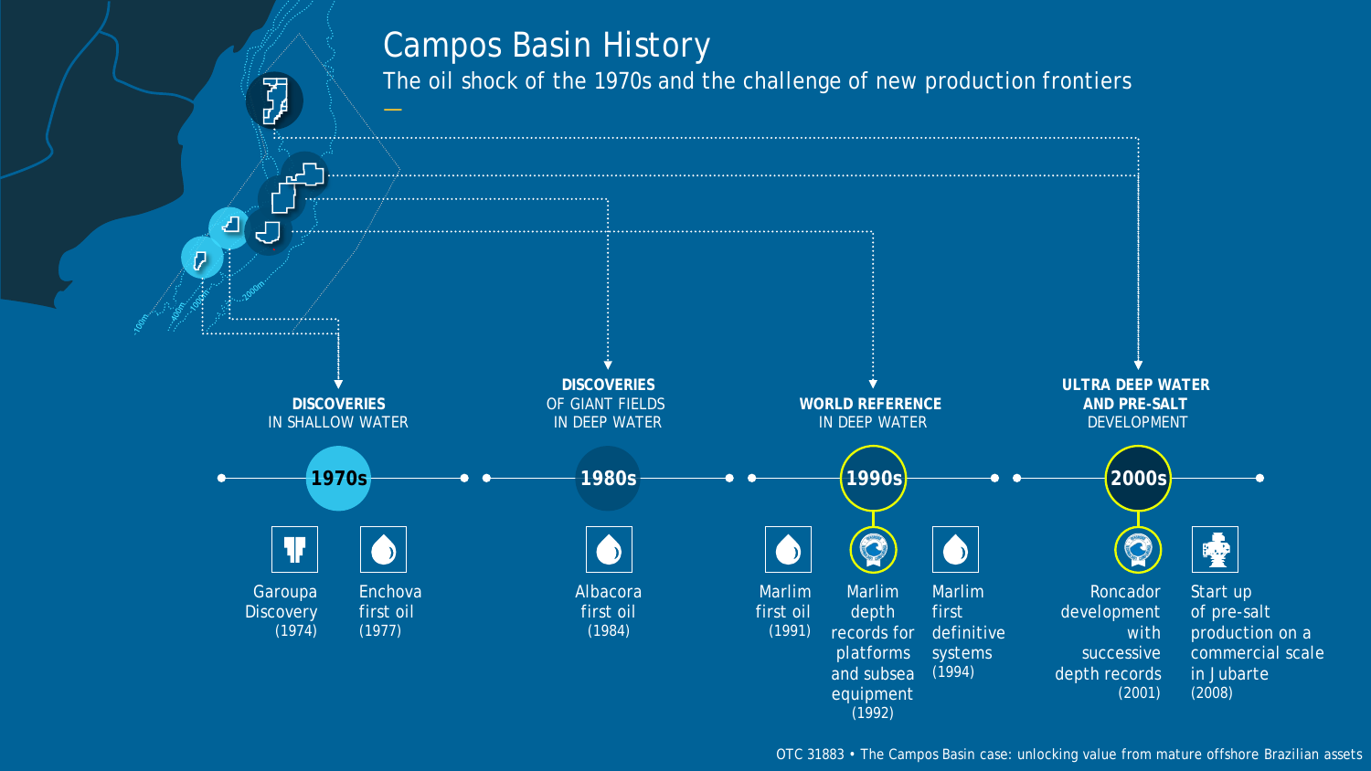# Campos Basin History

## The oil shock of the 1970s and the challenge of new production frontiers

### 1970s — DISCOVERIES IN SHALLOW WATER

- Garoupa Discovery (1974)
- Enchova first oil (1977)

### 1980s — DISCOVERIES OF GIANT FIELDS IN DEEP WATER

- Albacora first oil (1984)

### 1990s — WORLD REFERENCE IN DEEP WATER

- Marlim first oil (1991)
- Marlim depth records for platforms and subsea equipment (1992)
- Marlim first definitive systems (1994)

### 2000s — ULTRA DEEP WATER AND PRE-SALT DEVELOPMENT

- Roncador development with successive depth records (2001)
- Start up of pre-salt production on a commercial scale in Jubarte (2008)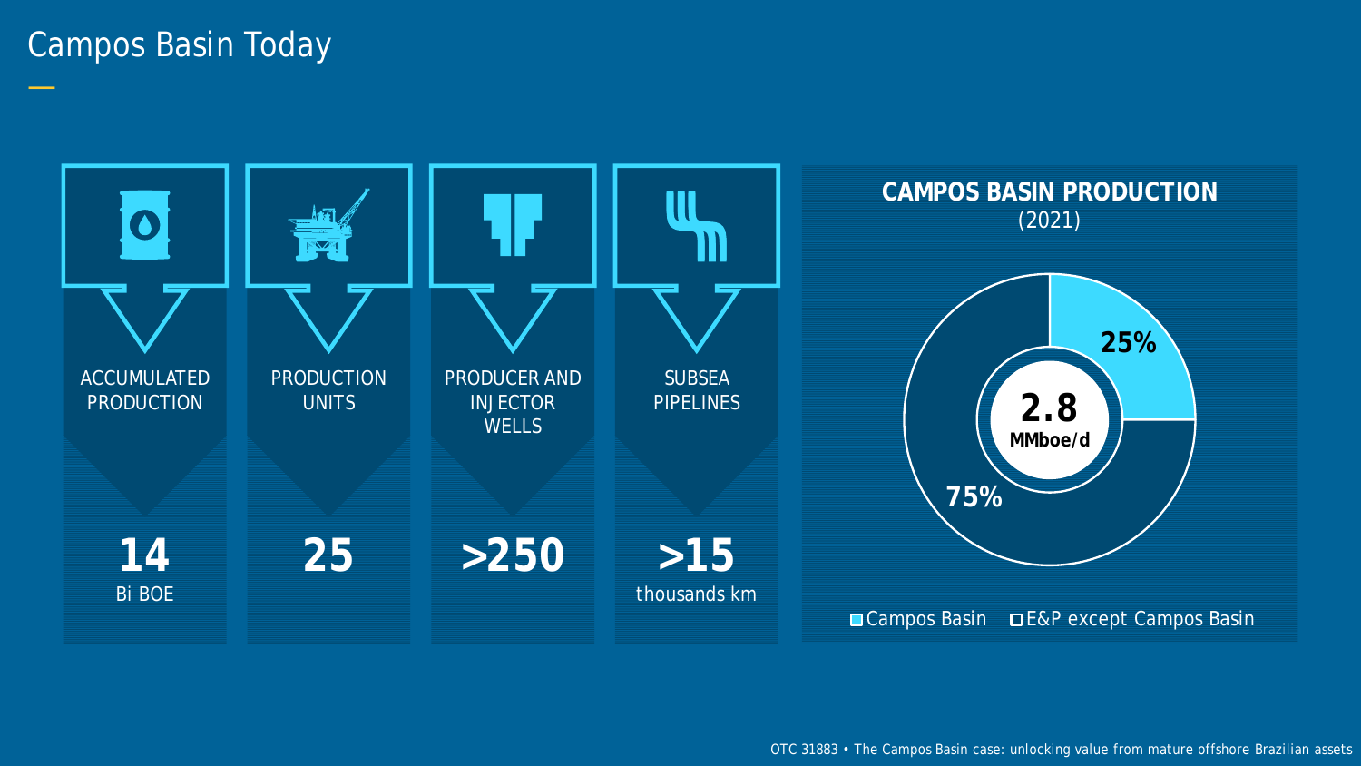# Campos Basin Today

| ACCUMULATED PRODUCTION | PRODUCTION UNITS | PRODUCER AND INJECTOR WELLS | SUBSEA PIPELINES |
|---|---|---|---|
| **14** Bi BOE | **25** | **>250** | **>15** thousands km |

## CAMPOS BASIN PRODUCTION (2021)

**2.8** **MMboe/d**

- Campos Basin: **25%**
- E&P except Campos Basin: **75%**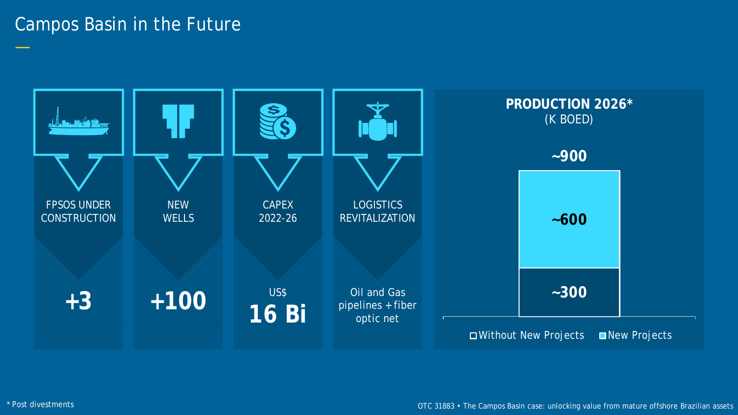# Campos Basin in the Future

**FPSOS UNDER CONSTRUCTION**

**+3**

**NEW WELLS**

**+100**

**CAPEX 2022-26**

US$ **16 Bi**

**LOGISTICS REVITALIZATION**

Oil and Gas pipelines + fiber optic net

**PRODUCTION 2026***
(K BOED)

| | Production (K BOED) |
| --- | --- |
| Without New Projects | ~300 |
| New Projects | ~600 |
| Total | ~900 |

* Post divestments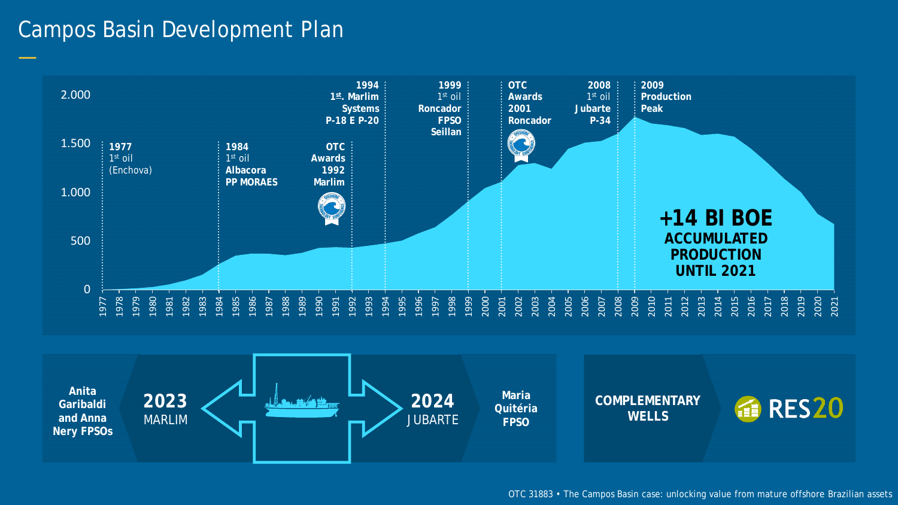# Campos Basin Development Plan

2.000

1.500

1.000

500

0

1977 1978 1979 1980 1981 1982 1983 1984 1985 1986 1987 1988 1989 1990 1991 1992 1993 1994 1995 1996 1997 1998 1999 2000 2001 2002 2003 2004 2005 2006 2007 2008 2009 2010 2011 2012 2013 2014 2015 2016 2017 2018 2019 2020 2021

**1977**
1st oil
(Enchova)

**1984**
1st oil
**Albacora**
**PP MORAES**

**OTC**
**Awards**
**1992**
**Marlim**

**1994**
**1st. Marlim**
**Systems**
**P-18 E P-20**

**1999**
1st oil
**Roncador**
**FPSO**
**Seillan**

**OTC**
**Awards**
**2001**
**Roncador**

**2008**
1st oil
**Jubarte**
**P-34**

**2009**
**Production**
**Peak**

**+14 BI BOE**
**ACCUMULATED PRODUCTION UNTIL 2021**

**Anita Garibaldi and Anna Nery FPSOs**

**2023**
MARLIM

**2024**
JUBARTE

**Maria Quitéria FPSO**

**COMPLEMENTARY WELLS**

RES20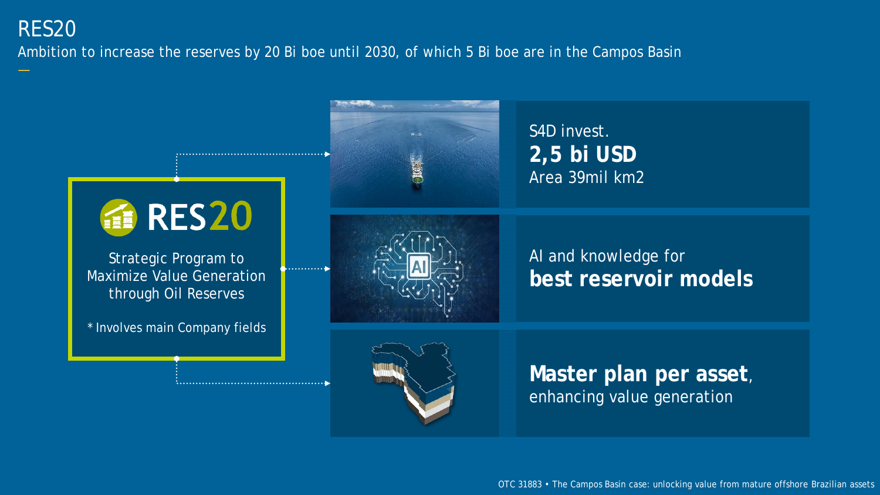# RES20

Ambition to increase the reserves by 20 Bi boe until 2030, of which 5 Bi boe are in the Campos Basin

## RES20

Strategic Program to Maximize Value Generation through Oil Reserves

* Involves main Company fields

S4D invest.
**2,5 bi USD**
Area 39mil km2

AI and knowledge for
**best reservoir models**

**Master plan per asset**, enhancing value generation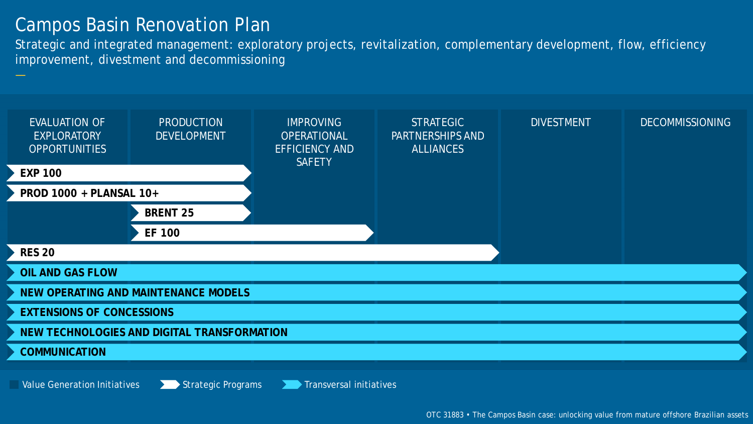# Campos Basin Renovation Plan

Strategic and integrated management: exploratory projects, revitalization, complementary development, flow, efficiency improvement, divestment and decommissioning

| EVALUATION OF EXPLORATORY OPPORTUNITIES | PRODUCTION DEVELOPMENT | IMPROVING OPERATIONAL EFFICIENCY AND SAFETY | STRATEGIC PARTNERSHIPS AND ALLIANCES | DIVESTMENT | DECOMMISSIONING |
|---|---|---|---|---|---|

- **EXP 100**
- **PROD 1000 + PLANSAL 10+**
- **BRENT 25**
- **EF 100**
- **RES 20**
- **OIL AND GAS FLOW**
- **NEW OPERATING AND MAINTENANCE MODELS**
- **EXTENSIONS OF CONCESSIONS**
- **NEW TECHNOLOGIES AND DIGITAL TRANSFORMATION**
- **COMMUNICATION**

Value Generation Initiatives | Strategic Programs | Transversal initiatives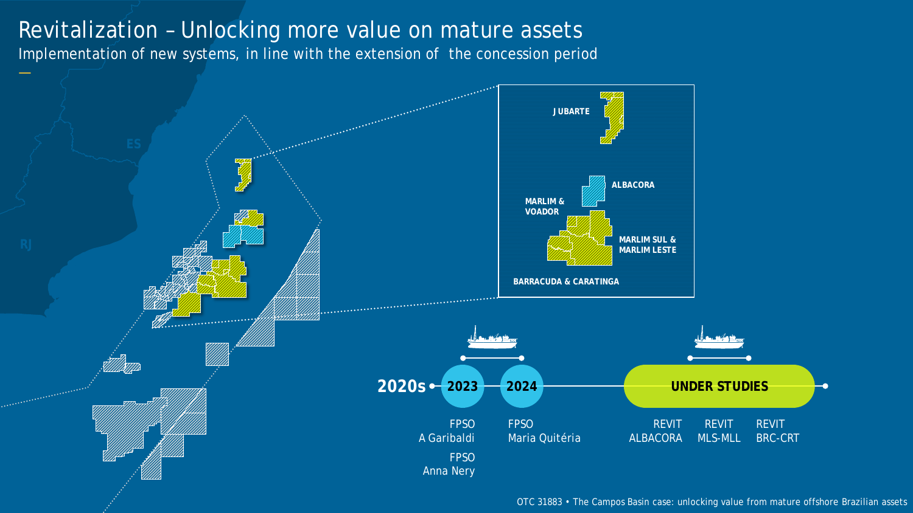# Revitalization – Unlocking more value on mature assets

Implementation of new systems, in line with the extension of the concession period

ES

RJ

JUBARTE

ALBACORA

MARLIM & VOADOR

MARLIM SUL & MARLIM LESTE

BARRACUDA & CARATINGA

**2020s** — **2023** — **2024** — **UNDER STUDIES**

| 2023 | 2024 | UNDER STUDIES | | |
|---|---|---|---|---|
| FPSO A Garibaldi | FPSO Maria Quitéria | REVIT ALBACORA | REVIT MLS-MLL | REVIT BRC-CRT |
| FPSO Anna Nery | | | | |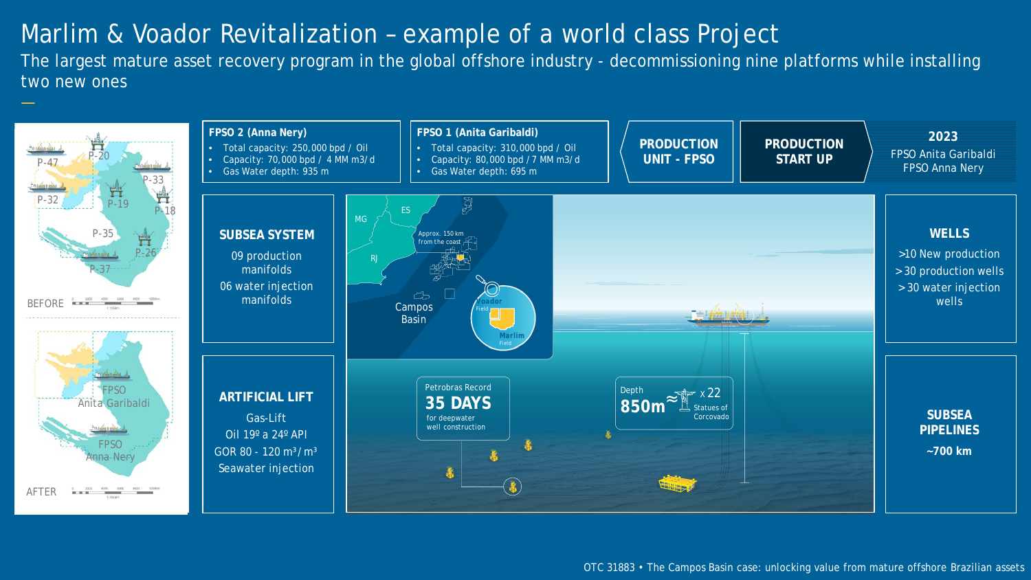# Marlim & Voador Revitalization – example of a world class Project

The largest mature asset recovery program in the global offshore industry - decommissioning nine platforms while installing two new ones

P-47 P-20 P-33 P-32 P-19 P-18 P-35 P-26 P-37

BEFORE

FPSO Anita Garibaldi

FPSO Anna Nery

AFTER

**FPSO 2 (Anna Nery)**

- Total capacity: 250,000 bpd / Oil
- Capacity: 70,000 bpd / 4 MM m3/d
- Gas Water depth: 935 m

**FPSO 1 (Anita Garibaldi)**

- Total capacity: 310,000 bpd / Oil
- Capacity: 80,000 bpd / 7 MM m3/d
- Gas Water depth: 695 m

**PRODUCTION UNIT - FPSO**

**PRODUCTION START UP**

**2023**

FPSO Anita Garibaldi
FPSO Anna Nery

**SUBSEA SYSTEM**

09 production manifolds
06 water injection manifolds

**ARTIFICIAL LIFT**

Gas-Lift
Oil 19º a 24º API
GOR 80 - 120 $m^3/m^3$
Seawater injection

MG ES RJ

Approx. 150 km from the coast

Campos Basin

Voador Field

Marlim Field

Petrobras Record
**35 DAYS**
for deepwater well construction

Depth
**850m** ≈ x 22 Statues of Corcovado

**WELLS**

>10 New production
>30 production wells
>30 water injection wells

**SUBSEA PIPELINES**

**~700 km**

OTC 31883 • The Campos Basin case: unlocking value from mature offshore Brazilian assets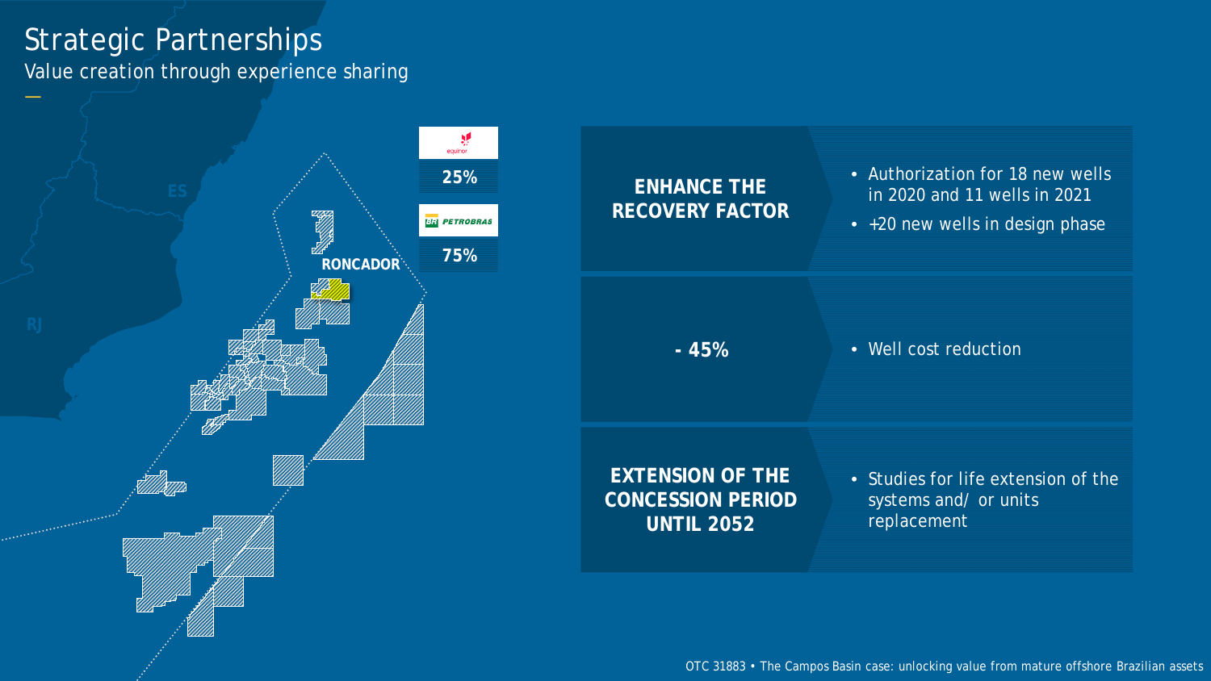# Strategic Partnerships

Value creation through experience sharing

equinor 25%

PETROBRAS 75%

RONCADOR

ES

RJ

| | |
|---|---|
| **ENHANCE THE RECOVERY FACTOR** | • Authorization for 18 new wells in 2020 and 11 wells in 2021<br>• +20 new wells in design phase |
| **- 45%** | • Well cost reduction |
| **EXTENSION OF THE CONCESSION PERIOD UNTIL 2052** | • Studies for life extension of the systems and/ or units replacement |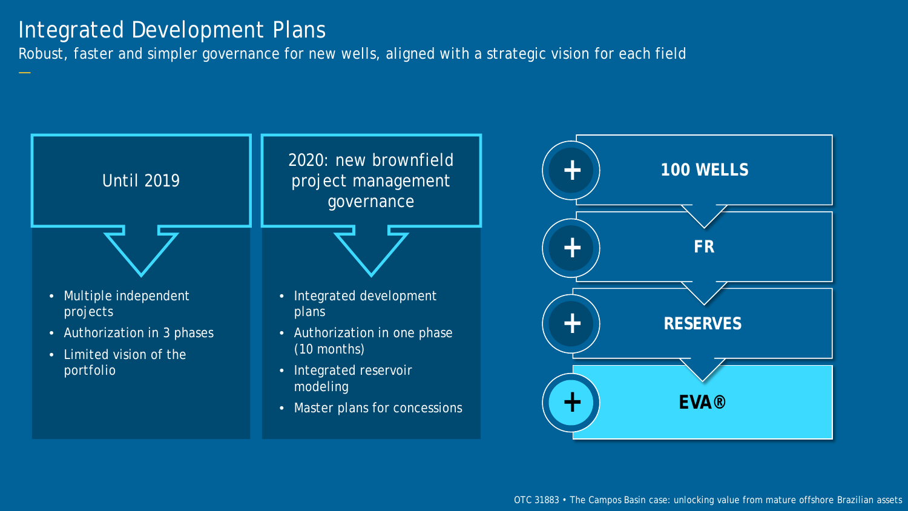# Integrated Development Plans

Robust, faster and simpler governance for new wells, aligned with a strategic vision for each field

## Until 2019

- Multiple independent projects
- Authorization in 3 phases
- Limited vision of the portfolio

## 2020: new brownfield project management governance

- Integrated development plans
- Authorization in one phase (10 months)
- Integrated reservoir modeling
- Master plans for concessions

+ **100 WELLS**

+ **FR**

+ **RESERVES**

+ **EVA®**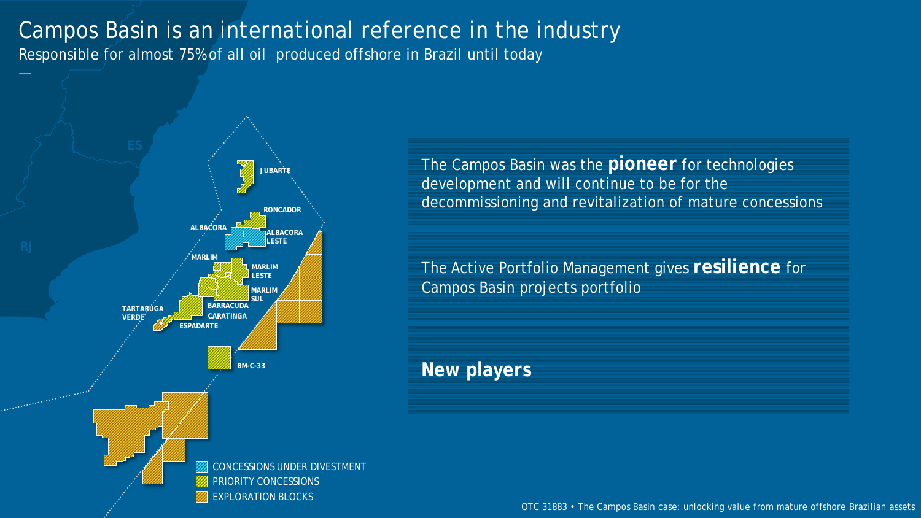# Campos Basin is an international reference in the industry

Responsible for almost 75% of all oil produced offshore in Brazil until today

ES

RJ

JUBARTE

RONCADOR

ALBACORA

ALBACORA LESTE

MARLIM

MARLIM LESTE

MARLIM SUL

BARRACUDA

CARATINGA

TARTARUGA VERDE

ESPADARTE

BM-C-33

CONCESSIONS UNDER DIVESTMENT

PRIORITY CONCESSIONS

EXPLORATION BLOCKS

The Campos Basin was the **pioneer** for technologies development and will continue to be for the decommissioning and revitalization of mature concessions

The Active Portfolio Management gives **resilience** for Campos Basin projects portfolio

**New players**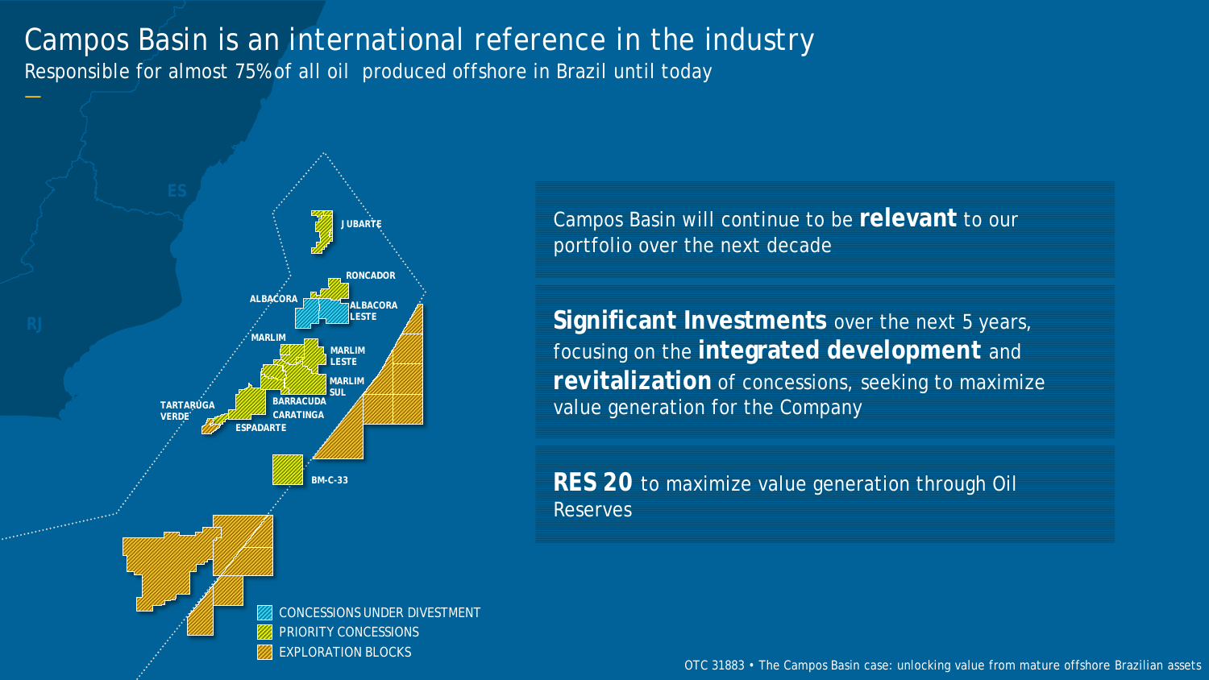# Campos Basin is an international reference in the industry

Responsible for almost 75% of all oil produced offshore in Brazil until today

ES

RJ

JUBARTE

RONCADOR

ALBACORA

ALBACORA LESTE

MARLIM

MARLIM LESTE

MARLIM SUL

BARRACUDA

CARATINGA

TARTARUGA VERDE

ESPADARTE

BM-C-33

CONCESSIONS UNDER DIVESTMENT

PRIORITY CONCESSIONS

EXPLORATION BLOCKS

Campos Basin will continue to be **relevant** to our portfolio over the next decade

**Significant Investments** over the next 5 years, focusing on the **integrated development** and **revitalization** of concessions, seeking to maximize value generation for the Company

**RES 20** to maximize value generation through Oil Reserves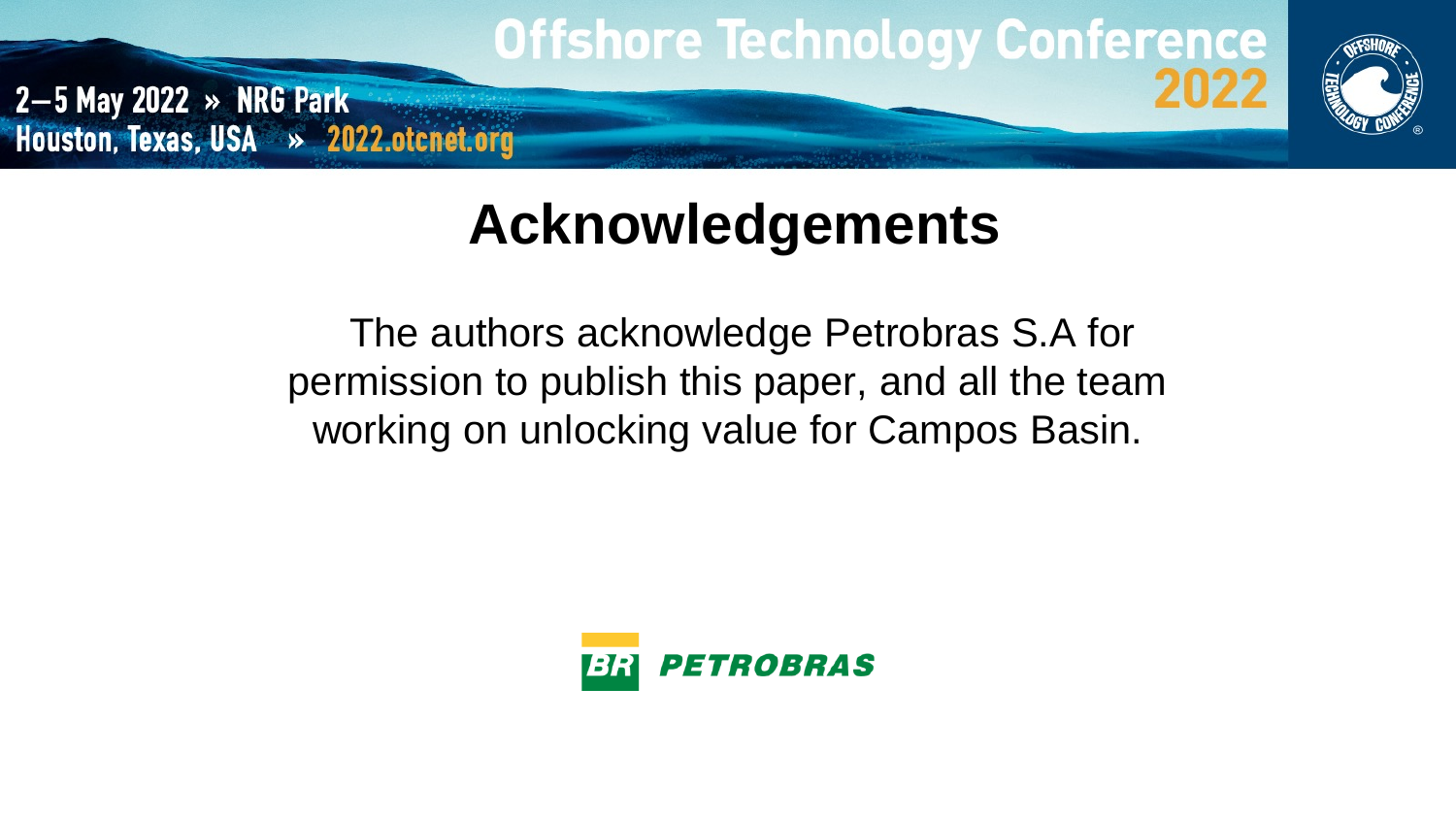# Acknowledgements

The authors acknowledge Petrobras S.A for permission to publish this paper, and all the team working on unlocking value for Campos Basin.